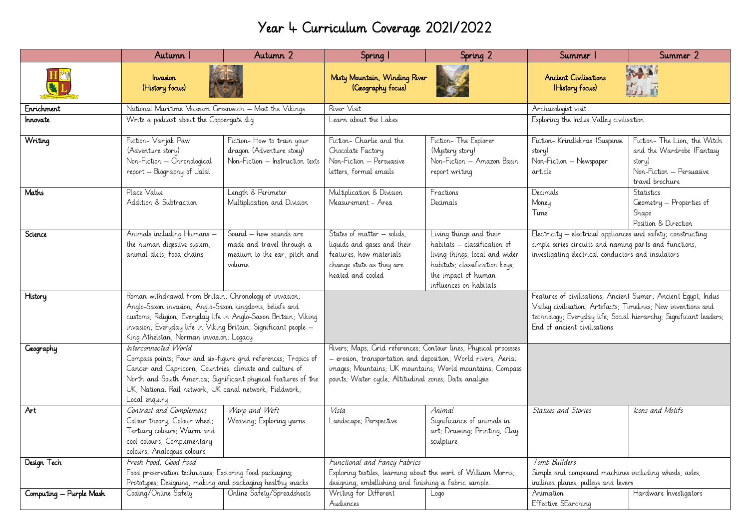# Year 4 Curriculum Coverage 2021/2022

| | Autumn 1 | Autumn 2 | Spring 1 | Spring 2 | Summer 1 | Summer 2 |
|---|---|---|---|---|---|---|
| | Invasion (History focus) | | Misty Mountain, Winding River (Geography focus) | | Ancient Civilisations (History focus) | |
| Enrichment | National Maritime Museum Greenwich – Meet the Vikings | | River Visit | | Archaeologist visit | |
| Innovate | Write a podcast about the Coppergate dig. | | Learn about the Lakes | | Exploring the Indus Valley civilisation | |
| Writing | Fiction- Varjak Paw (Adventure story)<br>Non-Fiction – Chronological report – Biography of Jalal | Fiction- How to train your dragon (Adventure stoey)<br>Non-Fiction – Instruction texts | Fiction- Charlie and the Chocolate Factory<br>Non-Fiction – Persuasive letters, formal emails | Fiction- The Explorer (Mystery story)<br>Non-Fiction – Amazon Basin report writing | Fiction- Krindlekrax (Suspense story)<br>Non-Fiction – Newspaper article | Fiction- The Lion, the Witch and the Wardrobe (Fantasy story)<br>Non-Fiction – Persuasive travel brochure |
| Maths | Place Value<br>Addition & Subtraction | Length & Perimeter<br>Multiplication and Division | Multiplication & Division<br>Measurement - Area | Fractions<br>Decimals | Decimals<br>Money<br>Time | Statistics<br>Geometry – Properties of Shape<br>Position & Direction |
| Science | Animals including Humans – the human digestive system; animal diets; food chains | Sound – how sounds are made and travel through a medium to the ear; pitch and volume | States of matter – solids, liquids and gases and their features; how materials change state as they are heated and cooled | Living things and their habitats – classification of living things; local and wider habitats; classification keys; the impact of human influences on habitats | Electricity – electrical appliances and safety; constructing simple series circuits and naming parts and functions; investigating electrical conductors and insulators | |
| History | Roman withdrawal from Britain; Chronology of invasion; Anglo-Saxon invasion; Anglo-Saxon kingdoms, beliefs and customs; Religion; Everyday life in Anglo-Saxon Britain; Viking invasion; Everyday life in Viking Britain; Significant people – King Athelstan; Norman invasion; Legacy | | | | Features of civilisations; Ancient Sumer; Ancient Egypt; Indus Valley civilisation; Artefacts; Timelines; New inventions and technology; Everyday life; Social hierarchy; Significant leaders; End of ancient civilisations | |
| Geography | *Interconnected World*<br>Compass points; Four and six-figure grid references; Tropics of Cancer and Capricorn; Countries, climate and culture of North and South America; Significant physical features of the UK; National Rail network; UK canal network; Fieldwork; Local enquiry | | Rivers; Maps; Grid references; Contour lines; Physical processes – erosion, transportation and deposition; World rivers; Aerial images; Mountains; UK mountains; World mountains; Compass points; Water cycle; Altitudinal zones; Data analysis | | | |
| Art | *Contrast and Complement*<br>Colour theory; Colour wheel; Tertiary colours; Warm and cool colours; Complementary colours; Analogous colours | *Warp and Weft*<br>Weaving; Exploring yarns | *Vista*<br>Landscape; Perspective | *Animal*<br>Significance of animals in art; Drawing; Printing, Clay sculpture | *Statues and Stories* | *Icons and Motifs* |
| Design Tech | *Fresh Food, Good Food*<br>Food preservation techniques; Exploring food packaging; Prototypes; Designing, making and packaging healthy snacks | | *Functional and Fancy Fabrics*<br>Exploring textiles, learning about the work of William Morris; designing, embellishing and finishing a fabric sample. | | *Tomb Builders*<br>Simple and compound machines including wheels, axles, inclined planes, pulleys and levers | |
| Computing – Purple Mash | Coding/Online Safety | Online Safety/Spreadsheets | Writing for Different Audiences | Logo | Animation<br>Effective SEarching | Hardware Investigators |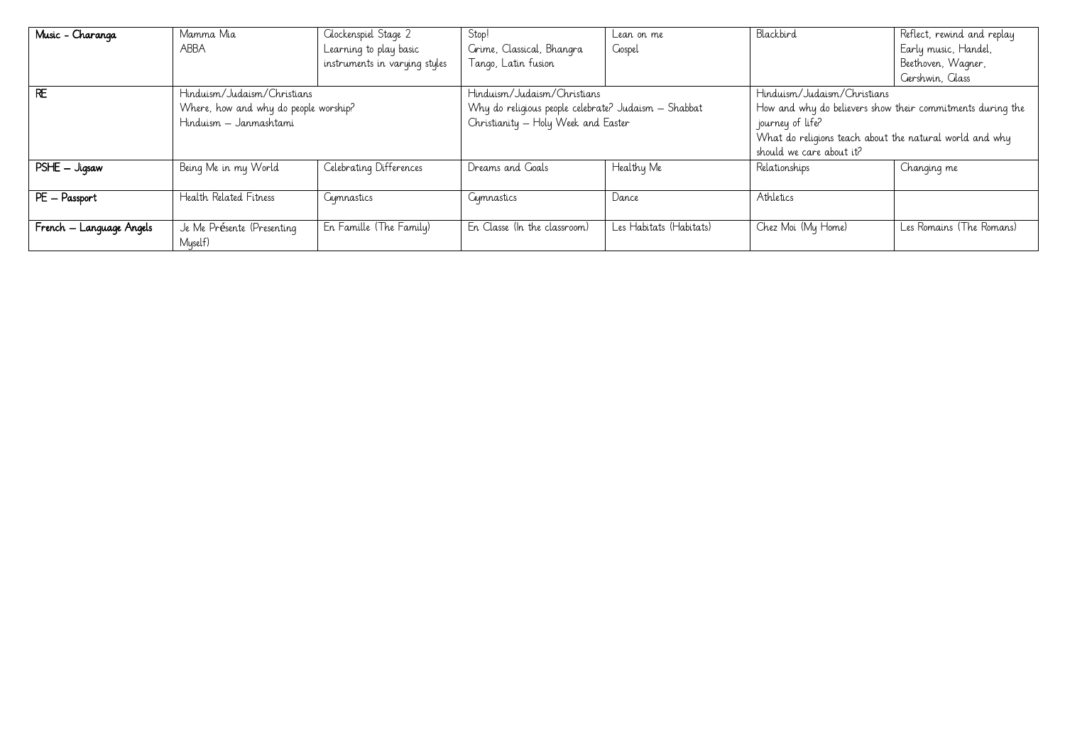| | | | | | | |
|---|---|---|---|---|---|---|
| **Music - Charanga** | Mamma Mia<br>ABBA | Glockenspiel Stage 2<br>Learning to play basic instruments in varying styles | Stop!<br>Grime, Classical, Bhangra<br>Tango, Latin fusion | Lean on me<br>Gospel | Blackbird | Reflect, rewind and replay<br>Early music, Handel, Beethoven, Wagner, Gershwin, Glass |
| **RE** | Hinduism/Judaism/Christians<br>Where, how and why do people worship?<br>Hinduism – Janmashtami | | Hinduism/Judaism/Christians<br>Why do religious people celebrate? Judaism – Shabbat<br>Christianity – Holy Week and Easter | | Hinduism/Judaism/Christians<br>How and why do believers show their commitments during the journey of life?<br>What do religions teach about the natural world and why should we care about it? | |
| **PSHE – Jigsaw** | Being Me in my World | Celebrating Differences | Dreams and Goals | Healthy Me | Relationships | Changing me |
| **PE – Passport** | Health Related Fitness | Gymnastics | Gymnastics | Dance | Athletics | |
| **French – Language Angels** | Je Me Présente (Presenting Myself) | En Famille (The Family) | En Classe (In the classroom) | Les Habitats (Habitats) | Chez Moi (My Home) | Les Romains (The Romans) |